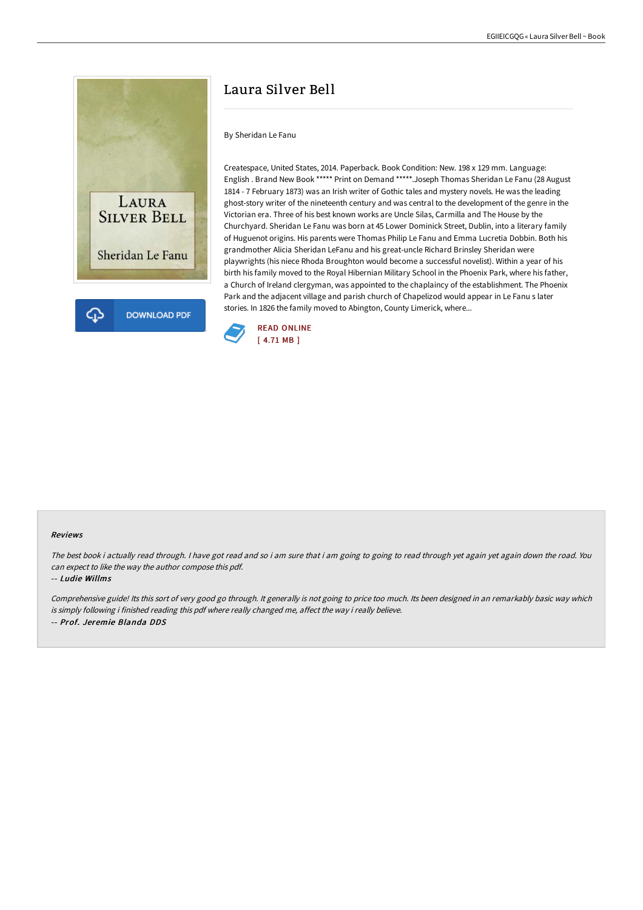# Laura Silver Bell

By Sheridan Le Fanu

Createspace, United States, 2014. Paperback. Book Condition: New. 198 x 129 mm. Language: English . Brand New Book ***** Print on Demand *****.Joseph Thomas Sheridan Le Fanu (28 August 1814 - 7 February 1873) was an Irish writer of Gothic tales and mystery novels. He was the leading ghost-story writer of the nineteenth century and was central to the development of the genre in the Victorian era. Three of his best known works are Uncle Silas, Carmilla and The House by the Churchyard. Sheridan Le Fanu was born at 45 Lower Dominick Street, Dublin, into a literary family of Huguenot origins. His parents were Thomas Philip Le Fanu and Emma Lucretia Dobbin. Both his grandmother Alicia Sheridan LeFanu and his great-uncle Richard Brinsley Sheridan were playwrights (his niece Rhoda Broughton would become a successful novelist). Within a year of his birth his family moved to the Royal Hibernian Military School in the Phoenix Park, where his father, a Church of Ireland clergyman, was appointed to the chaplaincy of the establishment. The Phoenix Park and the adjacent village and parish church of Chapelizod would appear in Le Fanu s later stories. In 1826 the family moved to Abington, County Limerick, where...

DOWNLOAD PDF

READ ONLINE
[ 4.71 MB ]

#### Reviews

*The best book i actually read through. I have got read and so i am sure that i am going to going to read through yet again yet again down the road. You can expect to like the way the author compose this pdf.*

-- ***Ludie Willms***

*Comprehensive guide! Its this sort of very good go through. It generally is not going to price too much. Its been designed in an remarkably basic way which is simply following i finished reading this pdf where really changed me, affect the way i really believe.*

-- ***Prof. Jeremie Blanda DDS***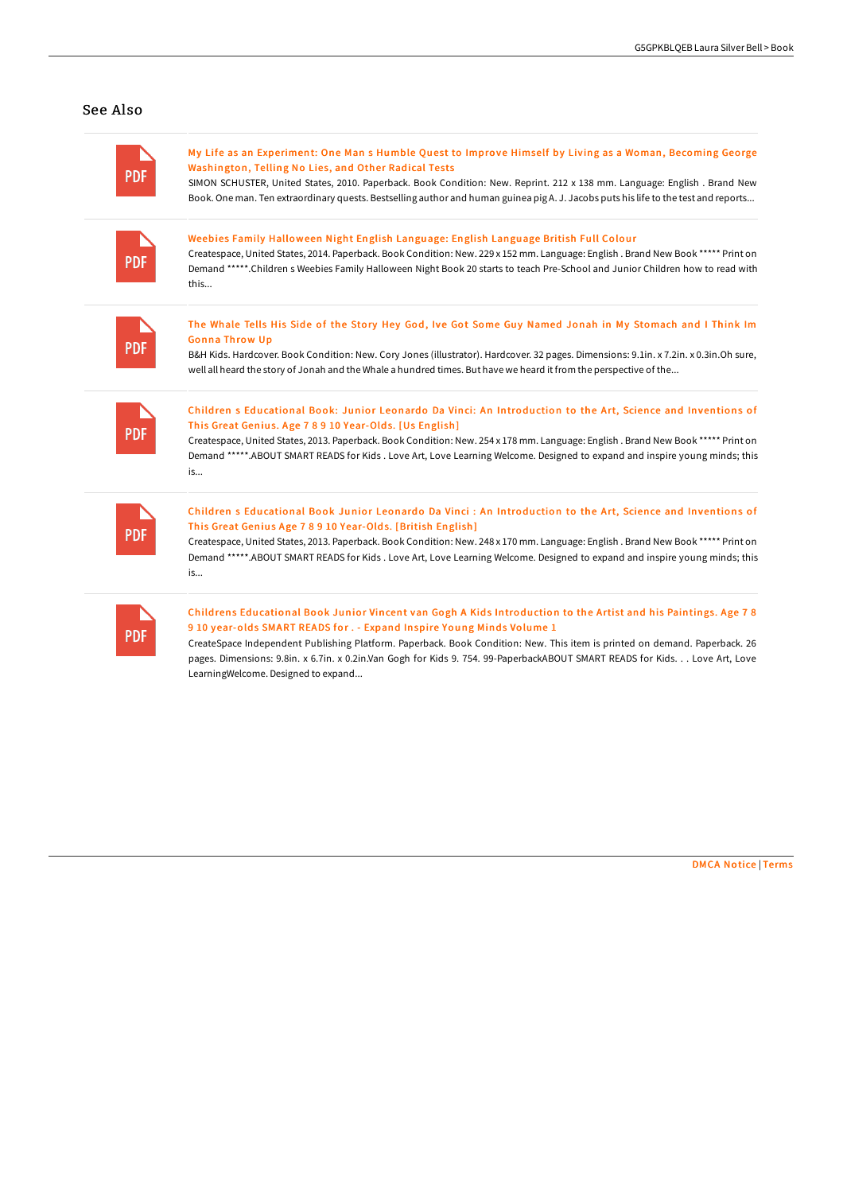## See Also

PDF

My Life as an Experiment: One Man s Humble Quest to Improve Himself by Living as a Woman, Becoming George Washington, Telling No Lies, and Other Radical Tests

SIMON SCHUSTER, United States, 2010. Paperback. Book Condition: New. Reprint. 212 x 138 mm. Language: English . Brand New Book. One man. Ten extraordinary quests. Bestselling author and human guinea pig A. J. Jacobs puts his life to the test and reports...

PDF

Weebies Family Halloween Night English Language: English Language British Full Colour

Createspace, United States, 2014. Paperback. Book Condition: New. 229 x 152 mm. Language: English . Brand New Book ***** Print on Demand *****.Children s Weebies Family Halloween Night Book 20 starts to teach Pre-School and Junior Children how to read with this...

PDF

The Whale Tells His Side of the Story Hey God, Ive Got Some Guy Named Jonah in My Stomach and I Think Im Gonna Throw Up

B&H Kids. Hardcover. Book Condition: New. Cory Jones (illustrator). Hardcover. 32 pages. Dimensions: 9.1in. x 7.2in. x 0.3in.Oh sure, well all heard the story of Jonah and the Whale a hundred times. But have we heard it from the perspective of the...

PDF

Children s Educational Book: Junior Leonardo Da Vinci: An Introduction to the Art, Science and Inventions of This Great Genius. Age 7 8 9 10 Year-Olds. [Us English]

Createspace, United States, 2013. Paperback. Book Condition: New. 254 x 178 mm. Language: English . Brand New Book ***** Print on Demand *****.ABOUT SMART READS for Kids . Love Art, Love Learning Welcome. Designed to expand and inspire young minds; this is...

PDF

Children s Educational Book Junior Leonardo Da Vinci : An Introduction to the Art, Science and Inventions of This Great Genius Age 7 8 9 10 Year-Olds. [British English]

Createspace, United States, 2013. Paperback. Book Condition: New. 248 x 170 mm. Language: English . Brand New Book ***** Print on Demand *****.ABOUT SMART READS for Kids . Love Art, Love Learning Welcome. Designed to expand and inspire young minds; this is...

PDF

Childrens Educational Book Junior Vincent van Gogh A Kids Introduction to the Artist and his Paintings. Age 7 8 9 10 year-olds SMART READS for . - Expand Inspire Young Minds Volume 1

CreateSpace Independent Publishing Platform. Paperback. Book Condition: New. This item is printed on demand. Paperback. 26 pages. Dimensions: 9.8in. x 6.7in. x 0.2in.Van Gogh for Kids 9. 754. 99-PaperbackABOUT SMART READS for Kids. . . Love Art, Love LearningWelcome. Designed to expand...